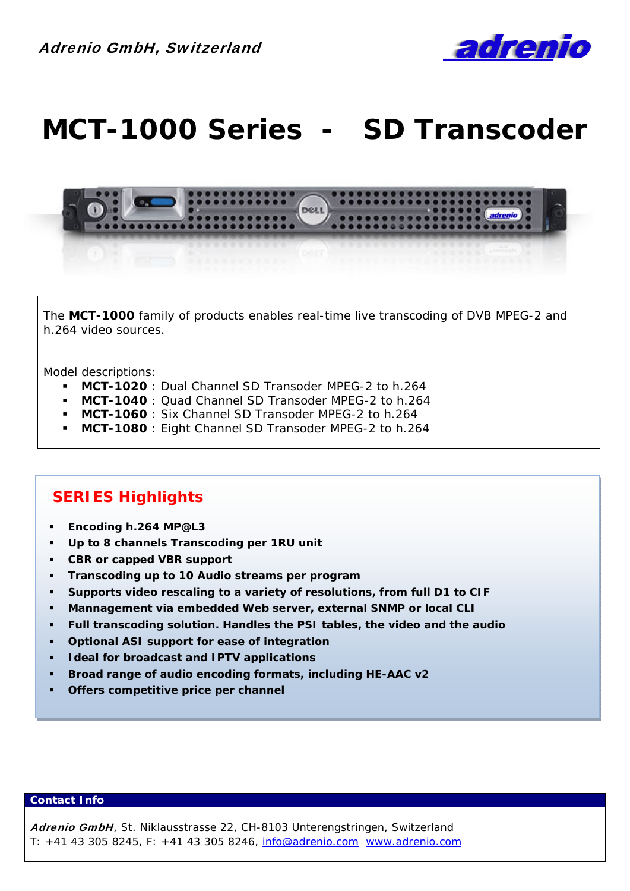*Adrenio GmbH, Switzerland*

adrenio

# MCT-1000 Series - SD Transcoder

The **MCT-1000** family of products enables real-time live transcoding of DVB MPEG-2 and h.264 video sources.

Model descriptions:

- **MCT-1020** : Dual Channel SD Transoder MPEG-2 to h.264
- **MCT-1040** : Quad Channel SD Transoder MPEG-2 to h.264
- **MCT-1060** : Six Channel SD Transoder MPEG-2 to h.264
- **MCT-1080** : Eight Channel SD Transoder MPEG-2 to h.264

## SERIES Highlights

- **Encoding h.264 MP@L3**
- **Up to 8 channels Transcoding per 1RU unit**
- **CBR or capped VBR support**
- **Transcoding up to 10 Audio streams per program**
- **Supports video rescaling to a variety of resolutions, from full D1 to CIF**
- **Mannagement via embedded Web server, external SNMP or local CLI**
- **Full transcoding solution. Handles the PSI tables, the video and the audio**
- **Optional ASI support for ease of integration**
- **Ideal for broadcast and IPTV applications**
- **Broad range of audio encoding formats, including HE-AAC v2**
- **Offers competitive price per channel**

**Contact Info**

***Adrenio GmbH***, St. Niklausstrasse 22, CH-8103 Unterengstringen, Switzerland
T: +41 43 305 8245, F: +41 43 305 8246, info@adrenio.com www.adrenio.com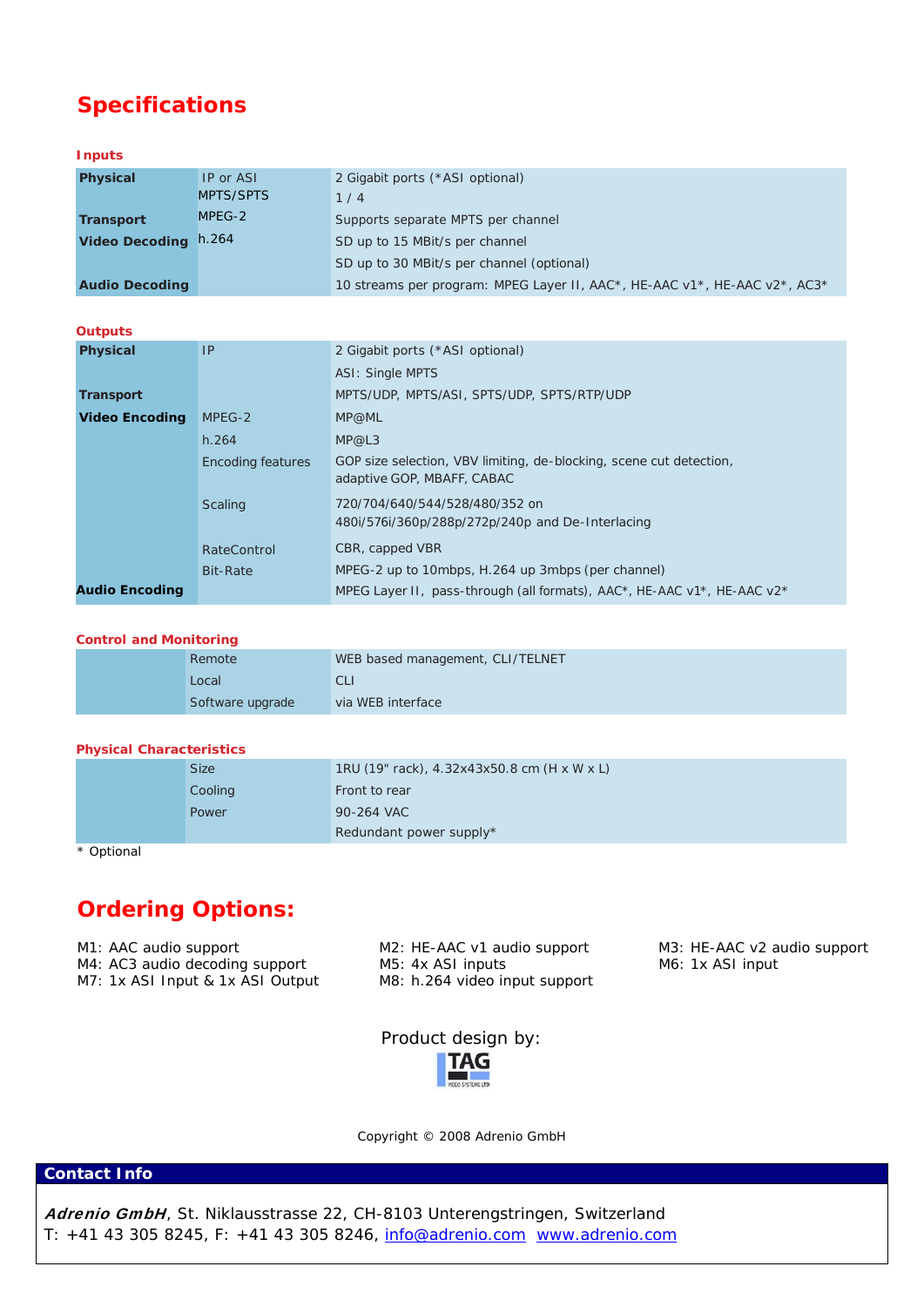# Specifications

### Inputs

| | | |
|---|---|---|
| **Physical** | IP or ASI | 2 Gigabit ports (*ASI optional) |
| | MPTS/SPTS | 1 / 4 |
| **Transport** | MPEG-2 | Supports separate MPTS per channel |
| **Video Decoding** | h.264 | SD up to 15 MBit/s per channel |
| | | SD up to 30 MBit/s per channel (optional) |
| **Audio Decoding** | | 10 streams per program: MPEG Layer II, AAC*, HE-AAC v1*, HE-AAC v2*, AC3* |

### Outputs

| | | |
|---|---|---|
| **Physical** | IP | 2 Gigabit ports (*ASI optional) |
| | | ASI: Single MPTS |
| **Transport** | | MPTS/UDP, MPTS/ASI, SPTS/UDP, SPTS/RTP/UDP |
| **Video Encoding** | MPEG-2 | MP@ML |
| | h.264 | MP@L3 |
| | Encoding features | GOP size selection, VBV limiting, de-blocking, scene cut detection, adaptive GOP, MBAFF, CABAC |
| | Scaling | 720/704/640/544/528/480/352 on 480i/576i/360p/288p/272p/240p and De-Interlacing |
| | RateControl | CBR, capped VBR |
| | Bit-Rate | MPEG-2 up to 10mbps, H.264 up 3mbps (per channel) |
| **Audio Encoding** | | MPEG Layer II, pass-through (all formats), AAC*, HE-AAC v1*, HE-AAC v2* |

### Control and Monitoring

| | | |
|---|---|---|
| | Remote | WEB based management, CLI/TELNET |
| | Local | CLI |
| | Software upgrade | via WEB interface |

### Physical Characteristics

| | | |
|---|---|---|
| | Size | 1RU (19" rack), 4.32x43x50.8 cm (H x W x L) |
| | Cooling | Front to rear |
| | Power | 90-264 VAC |
| | | Redundant power supply* |

* Optional

# Ordering Options:

M1: AAC audio support
M2: HE-AAC v1 audio support
M3: HE-AAC v2 audio support
M4: AC3 audio decoding support
M5: 4x ASI inputs
M6: 1x ASI input
M7: 1x ASI Input & 1x ASI Output
M8: h.264 video input support

Product design by:

TAG VIDEO SYSTEMS LTD

Copyright © 2008 Adrenio GmbH

## Contact Info

***Adrenio GmbH***, St. Niklausstrasse 22, CH-8103 Unterengstringen, Switzerland
T: +41 43 305 8245, F: +41 43 305 8246, info@adrenio.com www.adrenio.com